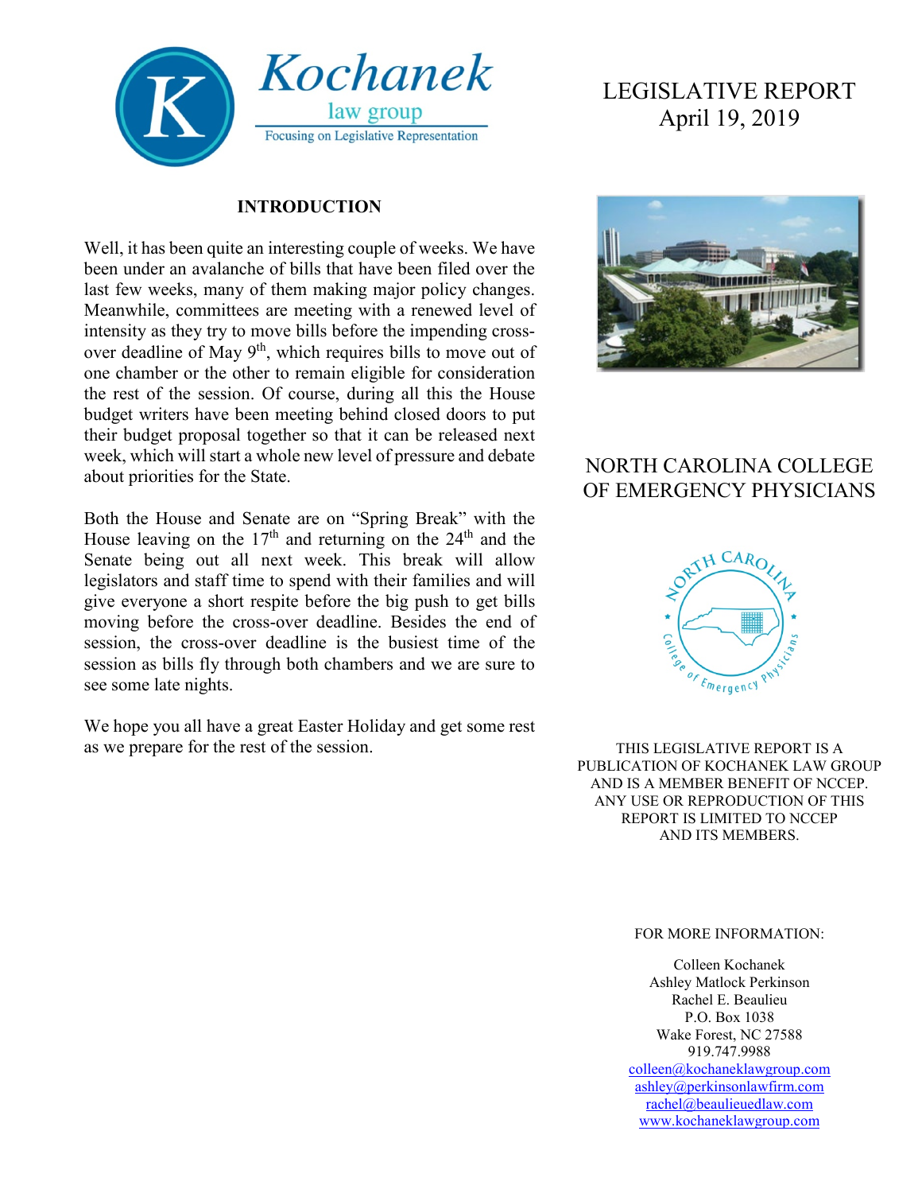Kochanek law group
Focusing on Legislative Representation

# LEGISLATIVE REPORT
April 19, 2019

## NORTH CAROLINA COLLEGE OF EMERGENCY PHYSICIANS

## INTRODUCTION

Well, it has been quite an interesting couple of weeks. We have been under an avalanche of bills that have been filed over the last few weeks, many of them making major policy changes. Meanwhile, committees are meeting with a renewed level of intensity as they try to move bills before the impending cross-over deadline of May 9th, which requires bills to move out of one chamber or the other to remain eligible for consideration the rest of the session. Of course, during all this the House budget writers have been meeting behind closed doors to put their budget proposal together so that it can be released next week, which will start a whole new level of pressure and debate about priorities for the State.

Both the House and Senate are on "Spring Break" with the House leaving on the 17th and returning on the 24th and the Senate being out all next week. This break will allow legislators and staff time to spend with their families and will give everyone a short respite before the big push to get bills moving before the cross-over deadline. Besides the end of session, the cross-over deadline is the busiest time of the session as bills fly through both chambers and we are sure to see some late nights.

We hope you all have a great Easter Holiday and get some rest as we prepare for the rest of the session.

THIS LEGISLATIVE REPORT IS A PUBLICATION OF KOCHANEK LAW GROUP AND IS A MEMBER BENEFIT OF NCCEP. ANY USE OR REPRODUCTION OF THIS REPORT IS LIMITED TO NCCEP AND ITS MEMBERS.

FOR MORE INFORMATION:

Colleen Kochanek
Ashley Matlock Perkinson
Rachel E. Beaulieu
P.O. Box 1038
Wake Forest, NC 27588
919.747.9988
colleen@kochaneklawgroup.com
ashley@perkinsonlawfirm.com
rachel@beaulieuedlaw.com
www.kochaneklawgroup.com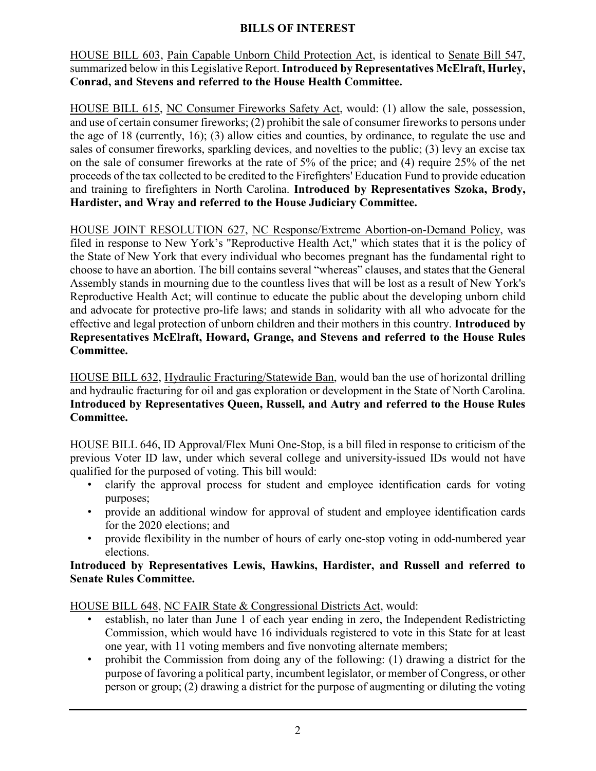## BILLS OF INTEREST

HOUSE BILL 603, Pain Capable Unborn Child Protection Act, is identical to Senate Bill 547, summarized below in this Legislative Report. **Introduced by Representatives McElraft, Hurley, Conrad, and Stevens and referred to the House Health Committee.**

HOUSE BILL 615, NC Consumer Fireworks Safety Act, would: (1) allow the sale, possession, and use of certain consumer fireworks; (2) prohibit the sale of consumer fireworks to persons under the age of 18 (currently, 16); (3) allow cities and counties, by ordinance, to regulate the use and sales of consumer fireworks, sparkling devices, and novelties to the public; (3) levy an excise tax on the sale of consumer fireworks at the rate of 5% of the price; and (4) require 25% of the net proceeds of the tax collected to be credited to the Firefighters' Education Fund to provide education and training to firefighters in North Carolina. **Introduced by Representatives Szoka, Brody, Hardister, and Wray and referred to the House Judiciary Committee.**

HOUSE JOINT RESOLUTION 627, NC Response/Extreme Abortion-on-Demand Policy, was filed in response to New York's "Reproductive Health Act," which states that it is the policy of the State of New York that every individual who becomes pregnant has the fundamental right to choose to have an abortion. The bill contains several "whereas" clauses, and states that the General Assembly stands in mourning due to the countless lives that will be lost as a result of New York's Reproductive Health Act; will continue to educate the public about the developing unborn child and advocate for protective pro-life laws; and stands in solidarity with all who advocate for the effective and legal protection of unborn children and their mothers in this country. **Introduced by Representatives McElraft, Howard, Grange, and Stevens and referred to the House Rules Committee.**

HOUSE BILL 632, Hydraulic Fracturing/Statewide Ban, would ban the use of horizontal drilling and hydraulic fracturing for oil and gas exploration or development in the State of North Carolina. **Introduced by Representatives Queen, Russell, and Autry and referred to the House Rules Committee.**

HOUSE BILL 646, ID Approval/Flex Muni One-Stop, is a bill filed in response to criticism of the previous Voter ID law, under which several college and university-issued IDs would not have qualified for the purposed of voting. This bill would:

- clarify the approval process for student and employee identification cards for voting purposes;
- provide an additional window for approval of student and employee identification cards for the 2020 elections; and
- provide flexibility in the number of hours of early one-stop voting in odd-numbered year elections.

**Introduced by Representatives Lewis, Hawkins, Hardister, and Russell and referred to Senate Rules Committee.**

HOUSE BILL 648, NC FAIR State & Congressional Districts Act, would:

- establish, no later than June 1 of each year ending in zero, the Independent Redistricting Commission, which would have 16 individuals registered to vote in this State for at least one year, with 11 voting members and five nonvoting alternate members;
- prohibit the Commission from doing any of the following: (1) drawing a district for the purpose of favoring a political party, incumbent legislator, or member of Congress, or other person or group; (2) drawing a district for the purpose of augmenting or diluting the voting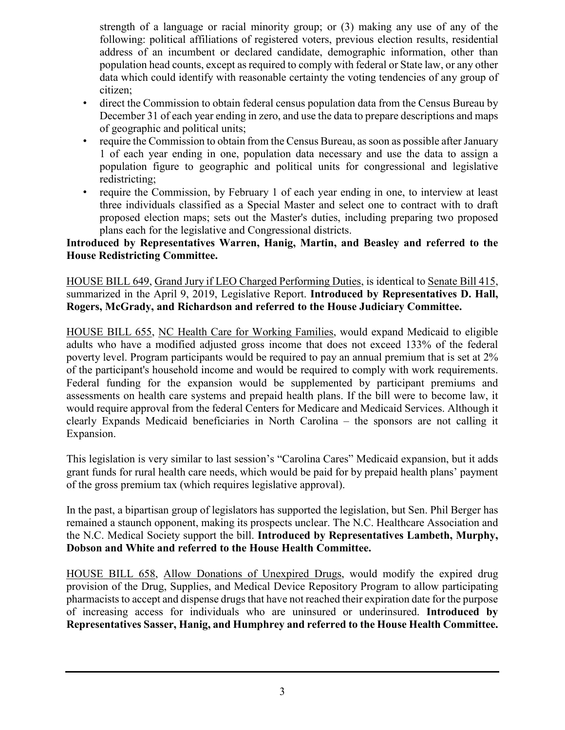strength of a language or racial minority group; or (3) making any use of any of the following: political affiliations of registered voters, previous election results, residential address of an incumbent or declared candidate, demographic information, other than population head counts, except as required to comply with federal or State law, or any other data which could identify with reasonable certainty the voting tendencies of any group of citizen;

- direct the Commission to obtain federal census population data from the Census Bureau by December 31 of each year ending in zero, and use the data to prepare descriptions and maps of geographic and political units;
- require the Commission to obtain from the Census Bureau, as soon as possible after January 1 of each year ending in one, population data necessary and use the data to assign a population figure to geographic and political units for congressional and legislative redistricting;
- require the Commission, by February 1 of each year ending in one, to interview at least three individuals classified as a Special Master and select one to contract with to draft proposed election maps; sets out the Master's duties, including preparing two proposed plans each for the legislative and Congressional districts.

**Introduced by Representatives Warren, Hanig, Martin, and Beasley and referred to the House Redistricting Committee.**

HOUSE BILL 649, Grand Jury if LEO Charged Performing Duties, is identical to Senate Bill 415, summarized in the April 9, 2019, Legislative Report. **Introduced by Representatives D. Hall, Rogers, McGrady, and Richardson and referred to the House Judiciary Committee.**

HOUSE BILL 655, NC Health Care for Working Families, would expand Medicaid to eligible adults who have a modified adjusted gross income that does not exceed 133% of the federal poverty level. Program participants would be required to pay an annual premium that is set at 2% of the participant's household income and would be required to comply with work requirements. Federal funding for the expansion would be supplemented by participant premiums and assessments on health care systems and prepaid health plans. If the bill were to become law, it would require approval from the federal Centers for Medicare and Medicaid Services. Although it clearly Expands Medicaid beneficiaries in North Carolina – the sponsors are not calling it Expansion.

This legislation is very similar to last session's "Carolina Cares" Medicaid expansion, but it adds grant funds for rural health care needs, which would be paid for by prepaid health plans' payment of the gross premium tax (which requires legislative approval).

In the past, a bipartisan group of legislators has supported the legislation, but Sen. Phil Berger has remained a staunch opponent, making its prospects unclear. The N.C. Healthcare Association and the N.C. Medical Society support the bill. **Introduced by Representatives Lambeth, Murphy, Dobson and White and referred to the House Health Committee.**

HOUSE BILL 658, Allow Donations of Unexpired Drugs, would modify the expired drug provision of the Drug, Supplies, and Medical Device Repository Program to allow participating pharmacists to accept and dispense drugs that have not reached their expiration date for the purpose of increasing access for individuals who are uninsured or underinsured. **Introduced by Representatives Sasser, Hanig, and Humphrey and referred to the House Health Committee.**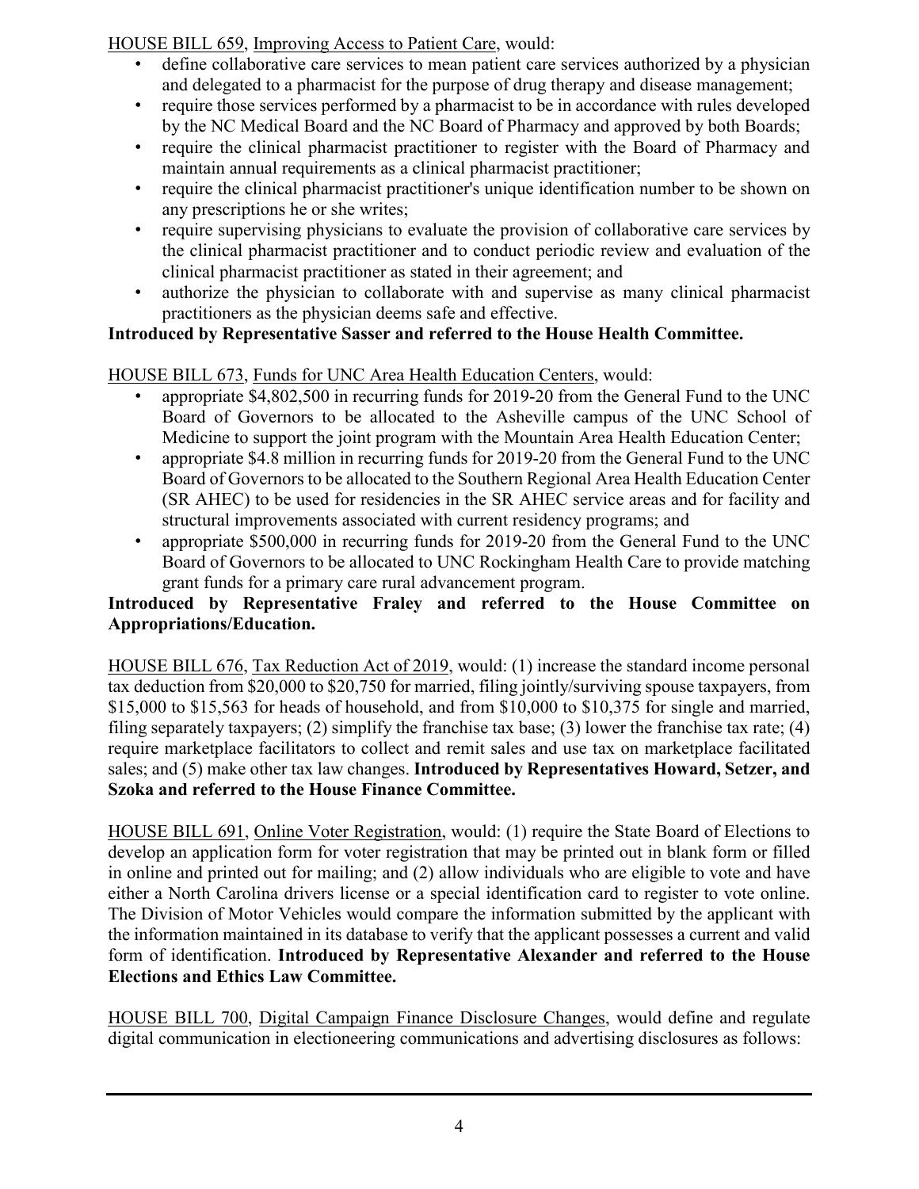HOUSE BILL 659, Improving Access to Patient Care, would:

- define collaborative care services to mean patient care services authorized by a physician and delegated to a pharmacist for the purpose of drug therapy and disease management;
- require those services performed by a pharmacist to be in accordance with rules developed by the NC Medical Board and the NC Board of Pharmacy and approved by both Boards;
- require the clinical pharmacist practitioner to register with the Board of Pharmacy and maintain annual requirements as a clinical pharmacist practitioner;
- require the clinical pharmacist practitioner's unique identification number to be shown on any prescriptions he or she writes;
- require supervising physicians to evaluate the provision of collaborative care services by the clinical pharmacist practitioner and to conduct periodic review and evaluation of the clinical pharmacist practitioner as stated in their agreement; and
- authorize the physician to collaborate with and supervise as many clinical pharmacist practitioners as the physician deems safe and effective.

**Introduced by Representative Sasser and referred to the House Health Committee.**

HOUSE BILL 673, Funds for UNC Area Health Education Centers, would:

- appropriate $4,802,500 in recurring funds for 2019-20 from the General Fund to the UNC Board of Governors to be allocated to the Asheville campus of the UNC School of Medicine to support the joint program with the Mountain Area Health Education Center;
- appropriate $4.8 million in recurring funds for 2019-20 from the General Fund to the UNC Board of Governors to be allocated to the Southern Regional Area Health Education Center (SR AHEC) to be used for residencies in the SR AHEC service areas and for facility and structural improvements associated with current residency programs; and
- appropriate $500,000 in recurring funds for 2019-20 from the General Fund to the UNC Board of Governors to be allocated to UNC Rockingham Health Care to provide matching grant funds for a primary care rural advancement program.

**Introduced by Representative Fraley and referred to the House Committee on Appropriations/Education.**

HOUSE BILL 676, Tax Reduction Act of 2019, would: (1) increase the standard income personal tax deduction from $20,000 to $20,750 for married, filing jointly/surviving spouse taxpayers, from $15,000 to $15,563 for heads of household, and from $10,000 to $10,375 for single and married, filing separately taxpayers; (2) simplify the franchise tax base; (3) lower the franchise tax rate; (4) require marketplace facilitators to collect and remit sales and use tax on marketplace facilitated sales; and (5) make other tax law changes. **Introduced by Representatives Howard, Setzer, and Szoka and referred to the House Finance Committee.**

HOUSE BILL 691, Online Voter Registration, would: (1) require the State Board of Elections to develop an application form for voter registration that may be printed out in blank form or filled in online and printed out for mailing; and (2) allow individuals who are eligible to vote and have either a North Carolina drivers license or a special identification card to register to vote online. The Division of Motor Vehicles would compare the information submitted by the applicant with the information maintained in its database to verify that the applicant possesses a current and valid form of identification. **Introduced by Representative Alexander and referred to the House Elections and Ethics Law Committee.**

HOUSE BILL 700, Digital Campaign Finance Disclosure Changes, would define and regulate digital communication in electioneering communications and advertising disclosures as follows: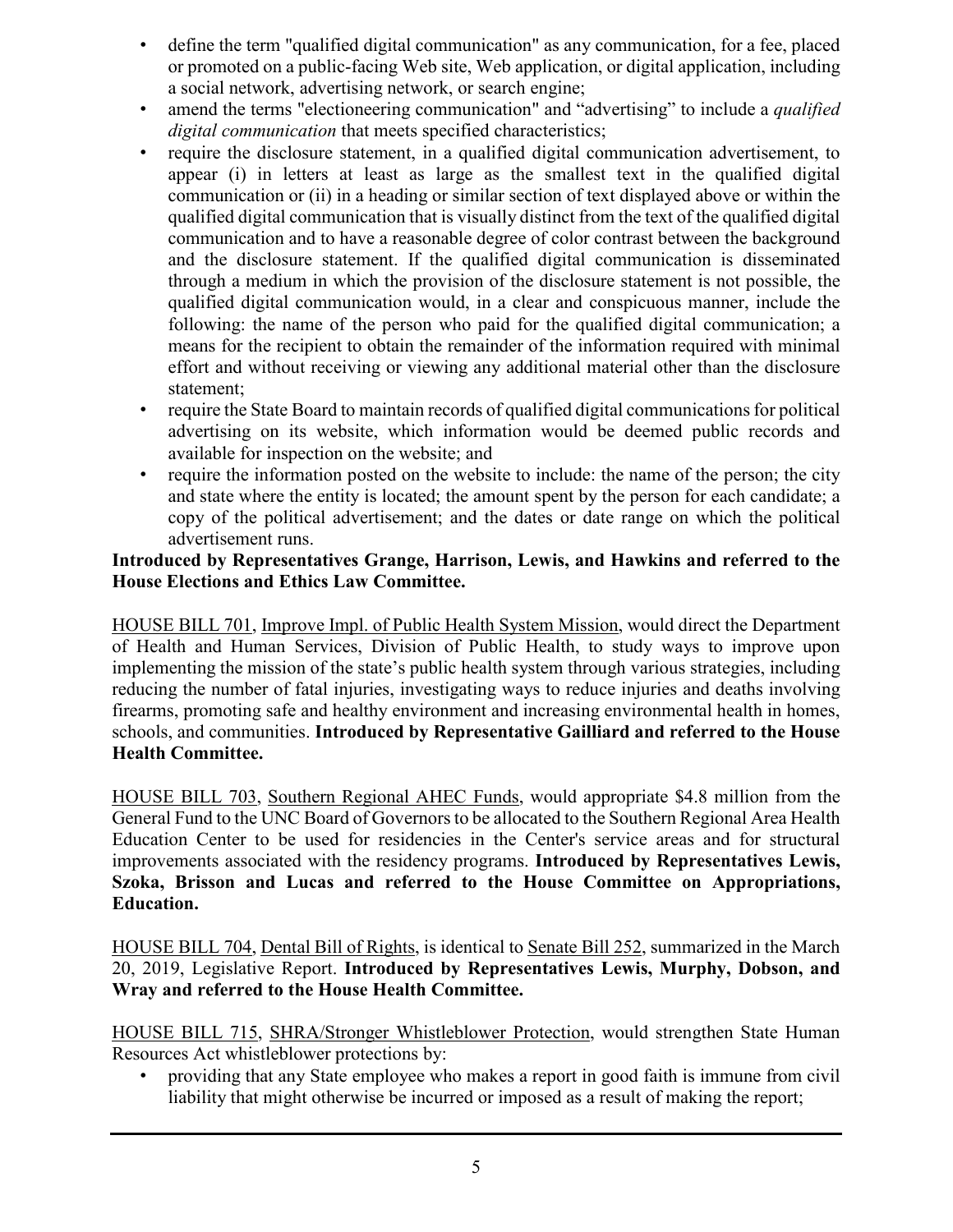- define the term "qualified digital communication" as any communication, for a fee, placed or promoted on a public-facing Web site, Web application, or digital application, including a social network, advertising network, or search engine;
- amend the terms "electioneering communication" and "advertising" to include a *qualified digital communication* that meets specified characteristics;
- require the disclosure statement, in a qualified digital communication advertisement, to appear (i) in letters at least as large as the smallest text in the qualified digital communication or (ii) in a heading or similar section of text displayed above or within the qualified digital communication that is visually distinct from the text of the qualified digital communication and to have a reasonable degree of color contrast between the background and the disclosure statement. If the qualified digital communication is disseminated through a medium in which the provision of the disclosure statement is not possible, the qualified digital communication would, in a clear and conspicuous manner, include the following: the name of the person who paid for the qualified digital communication; a means for the recipient to obtain the remainder of the information required with minimal effort and without receiving or viewing any additional material other than the disclosure statement;
- require the State Board to maintain records of qualified digital communications for political advertising on its website, which information would be deemed public records and available for inspection on the website; and
- require the information posted on the website to include: the name of the person; the city and state where the entity is located; the amount spent by the person for each candidate; a copy of the political advertisement; and the dates or date range on which the political advertisement runs.

**Introduced by Representatives Grange, Harrison, Lewis, and Hawkins and referred to the House Elections and Ethics Law Committee.**

HOUSE BILL 701, Improve Impl. of Public Health System Mission, would direct the Department of Health and Human Services, Division of Public Health, to study ways to improve upon implementing the mission of the state's public health system through various strategies, including reducing the number of fatal injuries, investigating ways to reduce injuries and deaths involving firearms, promoting safe and healthy environment and increasing environmental health in homes, schools, and communities. **Introduced by Representative Gailliard and referred to the House Health Committee.**

HOUSE BILL 703, Southern Regional AHEC Funds, would appropriate $4.8 million from the General Fund to the UNC Board of Governors to be allocated to the Southern Regional Area Health Education Center to be used for residencies in the Center's service areas and for structural improvements associated with the residency programs. **Introduced by Representatives Lewis, Szoka, Brisson and Lucas and referred to the House Committee on Appropriations, Education.**

HOUSE BILL 704, Dental Bill of Rights, is identical to Senate Bill 252, summarized in the March 20, 2019, Legislative Report. **Introduced by Representatives Lewis, Murphy, Dobson, and Wray and referred to the House Health Committee.**

HOUSE BILL 715, SHRA/Stronger Whistleblower Protection, would strengthen State Human Resources Act whistleblower protections by:

- providing that any State employee who makes a report in good faith is immune from civil liability that might otherwise be incurred or imposed as a result of making the report;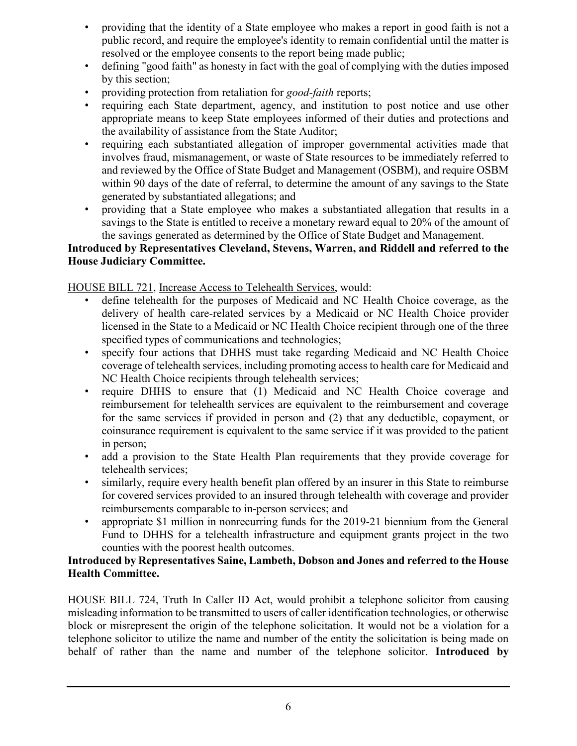- providing that the identity of a State employee who makes a report in good faith is not a public record, and require the employee's identity to remain confidential until the matter is resolved or the employee consents to the report being made public;
- defining "good faith" as honesty in fact with the goal of complying with the duties imposed by this section;
- providing protection from retaliation for *good-faith* reports;
- requiring each State department, agency, and institution to post notice and use other appropriate means to keep State employees informed of their duties and protections and the availability of assistance from the State Auditor;
- requiring each substantiated allegation of improper governmental activities made that involves fraud, mismanagement, or waste of State resources to be immediately referred to and reviewed by the Office of State Budget and Management (OSBM), and require OSBM within 90 days of the date of referral, to determine the amount of any savings to the State generated by substantiated allegations; and
- providing that a State employee who makes a substantiated allegation that results in a savings to the State is entitled to receive a monetary reward equal to 20% of the amount of the savings generated as determined by the Office of State Budget and Management.

**Introduced by Representatives Cleveland, Stevens, Warren, and Riddell and referred to the House Judiciary Committee.**

HOUSE BILL 721, Increase Access to Telehealth Services, would:

- define telehealth for the purposes of Medicaid and NC Health Choice coverage, as the delivery of health care-related services by a Medicaid or NC Health Choice provider licensed in the State to a Medicaid or NC Health Choice recipient through one of the three specified types of communications and technologies;
- specify four actions that DHHS must take regarding Medicaid and NC Health Choice coverage of telehealth services, including promoting access to health care for Medicaid and NC Health Choice recipients through telehealth services;
- require DHHS to ensure that (1) Medicaid and NC Health Choice coverage and reimbursement for telehealth services are equivalent to the reimbursement and coverage for the same services if provided in person and (2) that any deductible, copayment, or coinsurance requirement is equivalent to the same service if it was provided to the patient in person;
- add a provision to the State Health Plan requirements that they provide coverage for telehealth services;
- similarly, require every health benefit plan offered by an insurer in this State to reimburse for covered services provided to an insured through telehealth with coverage and provider reimbursements comparable to in-person services; and
- appropriate $1 million in nonrecurring funds for the 2019-21 biennium from the General Fund to DHHS for a telehealth infrastructure and equipment grants project in the two counties with the poorest health outcomes.

**Introduced by Representatives Saine, Lambeth, Dobson and Jones and referred to the House Health Committee.**

HOUSE BILL 724, Truth In Caller ID Act, would prohibit a telephone solicitor from causing misleading information to be transmitted to users of caller identification technologies, or otherwise block or misrepresent the origin of the telephone solicitation. It would not be a violation for a telephone solicitor to utilize the name and number of the entity the solicitation is being made on behalf of rather than the name and number of the telephone solicitor. **Introduced by**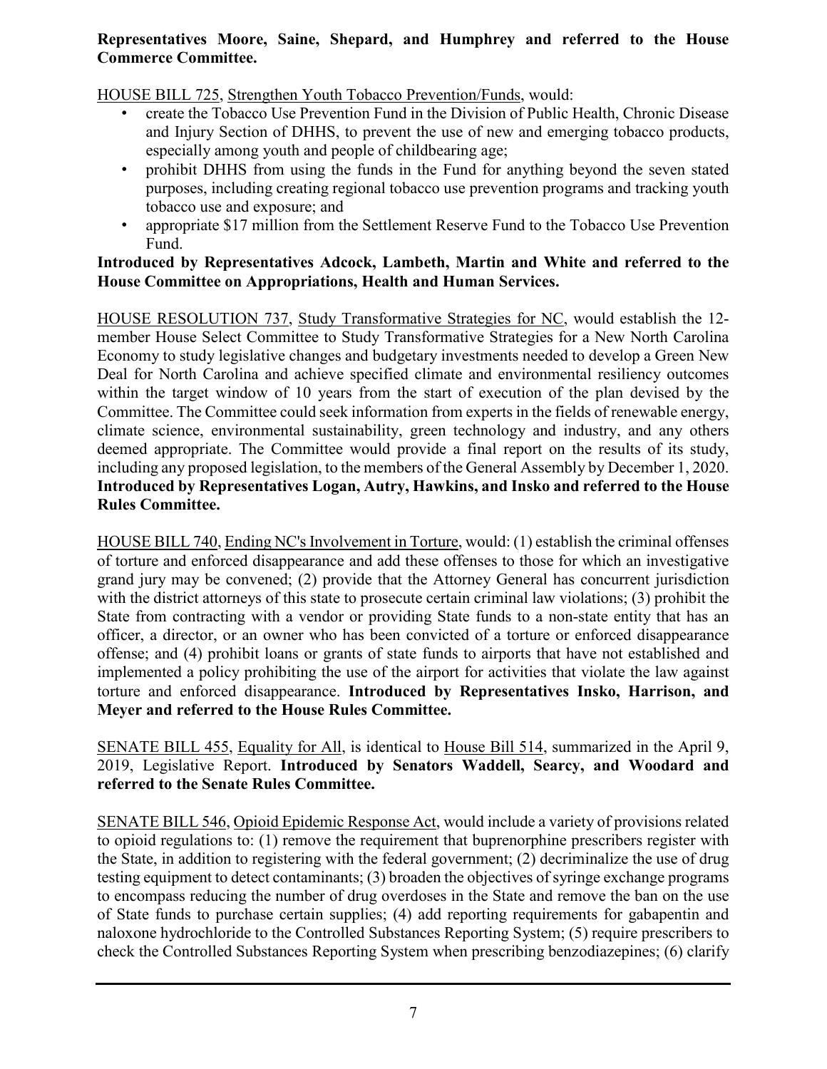**Representatives Moore, Saine, Shepard, and Humphrey and referred to the House Commerce Committee.**

HOUSE BILL 725, Strengthen Youth Tobacco Prevention/Funds, would:

- create the Tobacco Use Prevention Fund in the Division of Public Health, Chronic Disease and Injury Section of DHHS, to prevent the use of new and emerging tobacco products, especially among youth and people of childbearing age;
- prohibit DHHS from using the funds in the Fund for anything beyond the seven stated purposes, including creating regional tobacco use prevention programs and tracking youth tobacco use and exposure; and
- appropriate $17 million from the Settlement Reserve Fund to the Tobacco Use Prevention Fund.

**Introduced by Representatives Adcock, Lambeth, Martin and White and referred to the House Committee on Appropriations, Health and Human Services.**

HOUSE RESOLUTION 737, Study Transformative Strategies for NC, would establish the 12-member House Select Committee to Study Transformative Strategies for a New North Carolina Economy to study legislative changes and budgetary investments needed to develop a Green New Deal for North Carolina and achieve specified climate and environmental resiliency outcomes within the target window of 10 years from the start of execution of the plan devised by the Committee. The Committee could seek information from experts in the fields of renewable energy, climate science, environmental sustainability, green technology and industry, and any others deemed appropriate. The Committee would provide a final report on the results of its study, including any proposed legislation, to the members of the General Assembly by December 1, 2020. **Introduced by Representatives Logan, Autry, Hawkins, and Insko and referred to the House Rules Committee.**

HOUSE BILL 740, Ending NC's Involvement in Torture, would: (1) establish the criminal offenses of torture and enforced disappearance and add these offenses to those for which an investigative grand jury may be convened; (2) provide that the Attorney General has concurrent jurisdiction with the district attorneys of this state to prosecute certain criminal law violations; (3) prohibit the State from contracting with a vendor or providing State funds to a non-state entity that has an officer, a director, or an owner who has been convicted of a torture or enforced disappearance offense; and (4) prohibit loans or grants of state funds to airports that have not established and implemented a policy prohibiting the use of the airport for activities that violate the law against torture and enforced disappearance. **Introduced by Representatives Insko, Harrison, and Meyer and referred to the House Rules Committee.**

SENATE BILL 455, Equality for All, is identical to House Bill 514, summarized in the April 9, 2019, Legislative Report. **Introduced by Senators Waddell, Searcy, and Woodard and referred to the Senate Rules Committee.**

SENATE BILL 546, Opioid Epidemic Response Act, would include a variety of provisions related to opioid regulations to: (1) remove the requirement that buprenorphine prescribers register with the State, in addition to registering with the federal government; (2) decriminalize the use of drug testing equipment to detect contaminants; (3) broaden the objectives of syringe exchange programs to encompass reducing the number of drug overdoses in the State and remove the ban on the use of State funds to purchase certain supplies; (4) add reporting requirements for gabapentin and naloxone hydrochloride to the Controlled Substances Reporting System; (5) require prescribers to check the Controlled Substances Reporting System when prescribing benzodiazepines; (6) clarify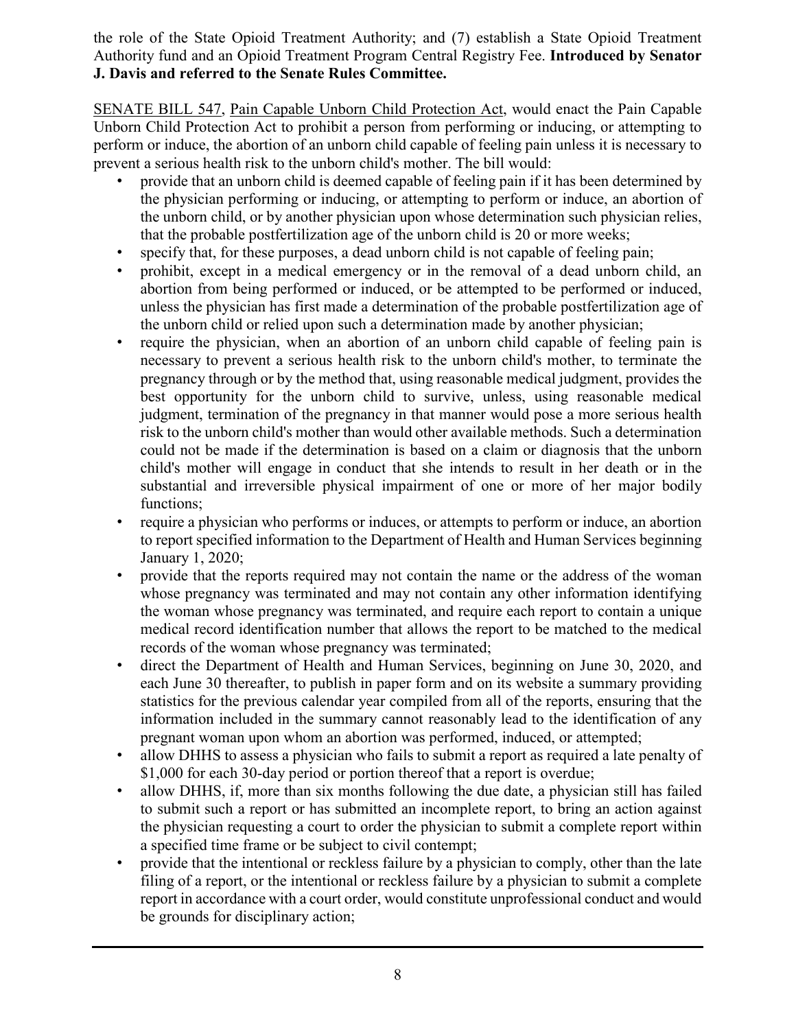the role of the State Opioid Treatment Authority; and (7) establish a State Opioid Treatment Authority fund and an Opioid Treatment Program Central Registry Fee. **Introduced by Senator J. Davis and referred to the Senate Rules Committee.**

SENATE BILL 547, Pain Capable Unborn Child Protection Act, would enact the Pain Capable Unborn Child Protection Act to prohibit a person from performing or inducing, or attempting to perform or induce, the abortion of an unborn child capable of feeling pain unless it is necessary to prevent a serious health risk to the unborn child's mother. The bill would:

- provide that an unborn child is deemed capable of feeling pain if it has been determined by the physician performing or inducing, or attempting to perform or induce, an abortion of the unborn child, or by another physician upon whose determination such physician relies, that the probable postfertilization age of the unborn child is 20 or more weeks;
- specify that, for these purposes, a dead unborn child is not capable of feeling pain;
- prohibit, except in a medical emergency or in the removal of a dead unborn child, an abortion from being performed or induced, or be attempted to be performed or induced, unless the physician has first made a determination of the probable postfertilization age of the unborn child or relied upon such a determination made by another physician;
- require the physician, when an abortion of an unborn child capable of feeling pain is necessary to prevent a serious health risk to the unborn child's mother, to terminate the pregnancy through or by the method that, using reasonable medical judgment, provides the best opportunity for the unborn child to survive, unless, using reasonable medical judgment, termination of the pregnancy in that manner would pose a more serious health risk to the unborn child's mother than would other available methods. Such a determination could not be made if the determination is based on a claim or diagnosis that the unborn child's mother will engage in conduct that she intends to result in her death or in the substantial and irreversible physical impairment of one or more of her major bodily functions;
- require a physician who performs or induces, or attempts to perform or induce, an abortion to report specified information to the Department of Health and Human Services beginning January 1, 2020;
- provide that the reports required may not contain the name or the address of the woman whose pregnancy was terminated and may not contain any other information identifying the woman whose pregnancy was terminated, and require each report to contain a unique medical record identification number that allows the report to be matched to the medical records of the woman whose pregnancy was terminated;
- direct the Department of Health and Human Services, beginning on June 30, 2020, and each June 30 thereafter, to publish in paper form and on its website a summary providing statistics for the previous calendar year compiled from all of the reports, ensuring that the information included in the summary cannot reasonably lead to the identification of any pregnant woman upon whom an abortion was performed, induced, or attempted;
- allow DHHS to assess a physician who fails to submit a report as required a late penalty of $1,000 for each 30-day period or portion thereof that a report is overdue;
- allow DHHS, if, more than six months following the due date, a physician still has failed to submit such a report or has submitted an incomplete report, to bring an action against the physician requesting a court to order the physician to submit a complete report within a specified time frame or be subject to civil contempt;
- provide that the intentional or reckless failure by a physician to comply, other than the late filing of a report, or the intentional or reckless failure by a physician to submit a complete report in accordance with a court order, would constitute unprofessional conduct and would be grounds for disciplinary action;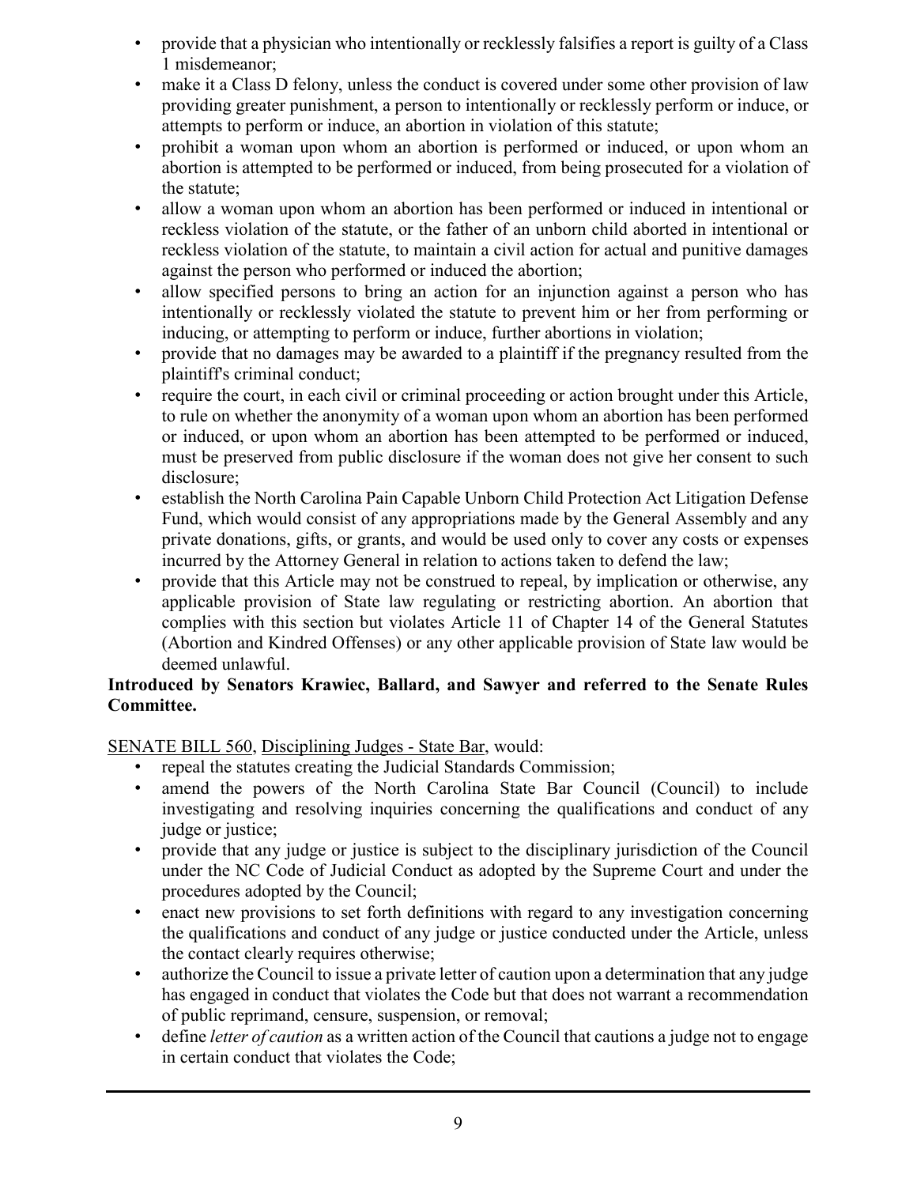- provide that a physician who intentionally or recklessly falsifies a report is guilty of a Class 1 misdemeanor;
- make it a Class D felony, unless the conduct is covered under some other provision of law providing greater punishment, a person to intentionally or recklessly perform or induce, or attempts to perform or induce, an abortion in violation of this statute;
- prohibit a woman upon whom an abortion is performed or induced, or upon whom an abortion is attempted to be performed or induced, from being prosecuted for a violation of the statute;
- allow a woman upon whom an abortion has been performed or induced in intentional or reckless violation of the statute, or the father of an unborn child aborted in intentional or reckless violation of the statute, to maintain a civil action for actual and punitive damages against the person who performed or induced the abortion;
- allow specified persons to bring an action for an injunction against a person who has intentionally or recklessly violated the statute to prevent him or her from performing or inducing, or attempting to perform or induce, further abortions in violation;
- provide that no damages may be awarded to a plaintiff if the pregnancy resulted from the plaintiff's criminal conduct;
- require the court, in each civil or criminal proceeding or action brought under this Article, to rule on whether the anonymity of a woman upon whom an abortion has been performed or induced, or upon whom an abortion has been attempted to be performed or induced, must be preserved from public disclosure if the woman does not give her consent to such disclosure;
- establish the North Carolina Pain Capable Unborn Child Protection Act Litigation Defense Fund, which would consist of any appropriations made by the General Assembly and any private donations, gifts, or grants, and would be used only to cover any costs or expenses incurred by the Attorney General in relation to actions taken to defend the law;
- provide that this Article may not be construed to repeal, by implication or otherwise, any applicable provision of State law regulating or restricting abortion. An abortion that complies with this section but violates Article 11 of Chapter 14 of the General Statutes (Abortion and Kindred Offenses) or any other applicable provision of State law would be deemed unlawful.

**Introduced by Senators Krawiec, Ballard, and Sawyer and referred to the Senate Rules Committee.**

SENATE BILL 560, Disciplining Judges - State Bar, would:

- repeal the statutes creating the Judicial Standards Commission;
- amend the powers of the North Carolina State Bar Council (Council) to include investigating and resolving inquiries concerning the qualifications and conduct of any judge or justice;
- provide that any judge or justice is subject to the disciplinary jurisdiction of the Council under the NC Code of Judicial Conduct as adopted by the Supreme Court and under the procedures adopted by the Council;
- enact new provisions to set forth definitions with regard to any investigation concerning the qualifications and conduct of any judge or justice conducted under the Article, unless the contact clearly requires otherwise;
- authorize the Council to issue a private letter of caution upon a determination that any judge has engaged in conduct that violates the Code but that does not warrant a recommendation of public reprimand, censure, suspension, or removal;
- define *letter of caution* as a written action of the Council that cautions a judge not to engage in certain conduct that violates the Code;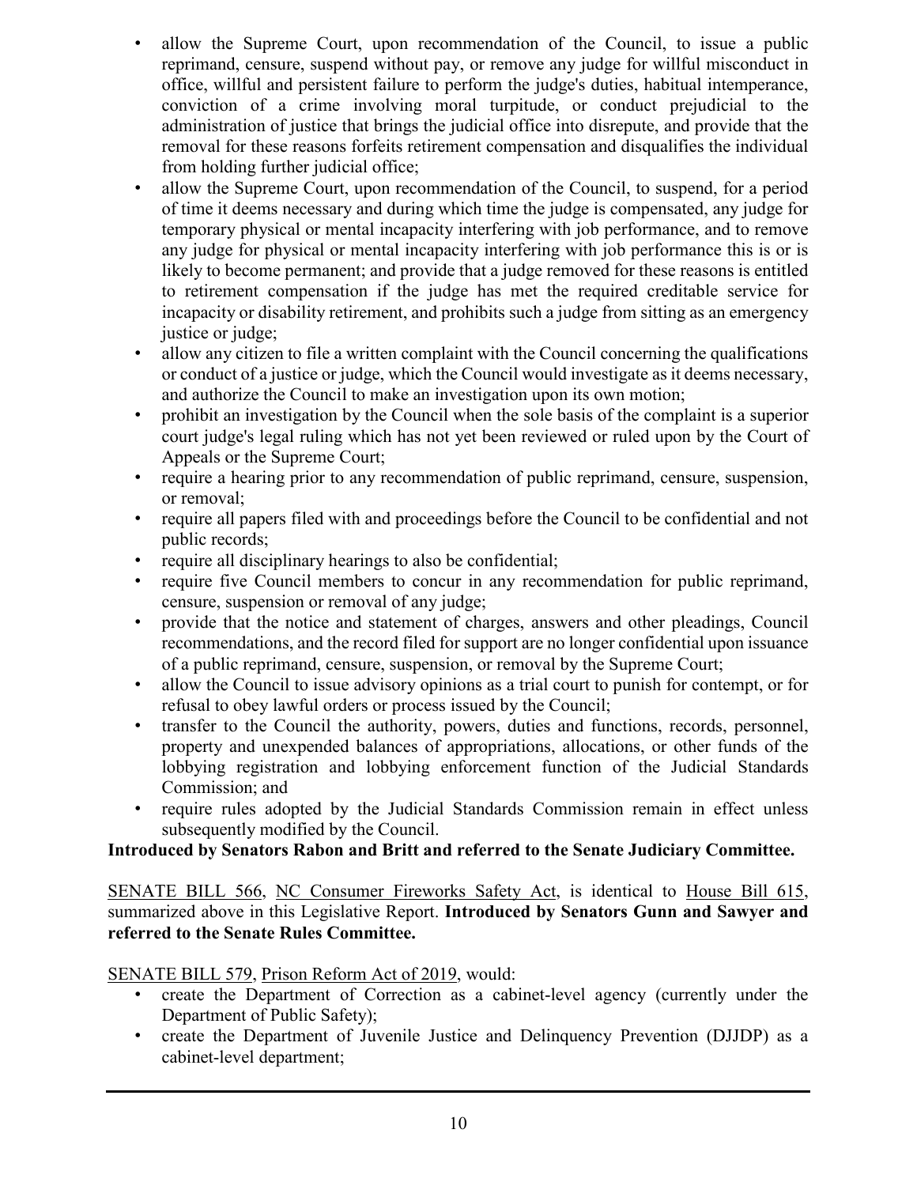- allow the Supreme Court, upon recommendation of the Council, to issue a public reprimand, censure, suspend without pay, or remove any judge for willful misconduct in office, willful and persistent failure to perform the judge's duties, habitual intemperance, conviction of a crime involving moral turpitude, or conduct prejudicial to the administration of justice that brings the judicial office into disrepute, and provide that the removal for these reasons forfeits retirement compensation and disqualifies the individual from holding further judicial office;
- allow the Supreme Court, upon recommendation of the Council, to suspend, for a period of time it deems necessary and during which time the judge is compensated, any judge for temporary physical or mental incapacity interfering with job performance, and to remove any judge for physical or mental incapacity interfering with job performance this is or is likely to become permanent; and provide that a judge removed for these reasons is entitled to retirement compensation if the judge has met the required creditable service for incapacity or disability retirement, and prohibits such a judge from sitting as an emergency justice or judge;
- allow any citizen to file a written complaint with the Council concerning the qualifications or conduct of a justice or judge, which the Council would investigate as it deems necessary, and authorize the Council to make an investigation upon its own motion;
- prohibit an investigation by the Council when the sole basis of the complaint is a superior court judge's legal ruling which has not yet been reviewed or ruled upon by the Court of Appeals or the Supreme Court;
- require a hearing prior to any recommendation of public reprimand, censure, suspension, or removal;
- require all papers filed with and proceedings before the Council to be confidential and not public records;
- require all disciplinary hearings to also be confidential;
- require five Council members to concur in any recommendation for public reprimand, censure, suspension or removal of any judge;
- provide that the notice and statement of charges, answers and other pleadings, Council recommendations, and the record filed for support are no longer confidential upon issuance of a public reprimand, censure, suspension, or removal by the Supreme Court;
- allow the Council to issue advisory opinions as a trial court to punish for contempt, or for refusal to obey lawful orders or process issued by the Council;
- transfer to the Council the authority, powers, duties and functions, records, personnel, property and unexpended balances of appropriations, allocations, or other funds of the lobbying registration and lobbying enforcement function of the Judicial Standards Commission; and
- require rules adopted by the Judicial Standards Commission remain in effect unless subsequently modified by the Council.

**Introduced by Senators Rabon and Britt and referred to the Senate Judiciary Committee.**

SENATE BILL 566, NC Consumer Fireworks Safety Act, is identical to House Bill 615, summarized above in this Legislative Report. **Introduced by Senators Gunn and Sawyer and referred to the Senate Rules Committee.**

SENATE BILL 579, Prison Reform Act of 2019, would:

- create the Department of Correction as a cabinet-level agency (currently under the Department of Public Safety);
- create the Department of Juvenile Justice and Delinquency Prevention (DJJDP) as a cabinet-level department;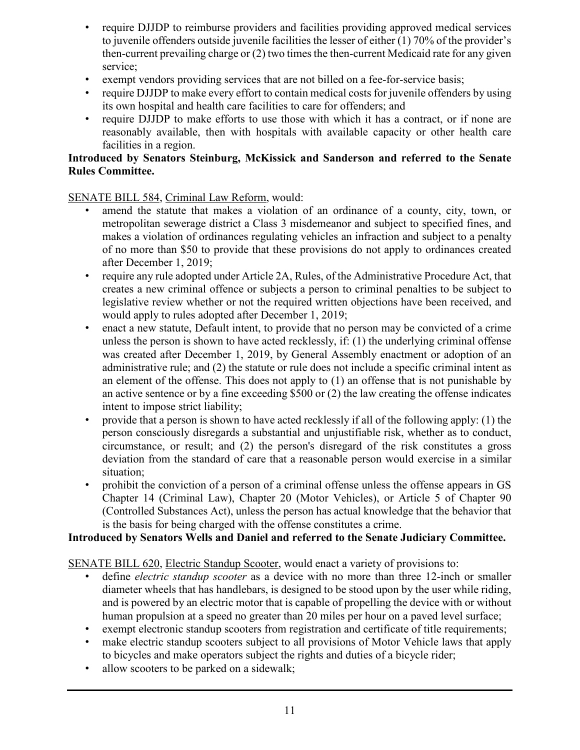- require DJJDP to reimburse providers and facilities providing approved medical services to juvenile offenders outside juvenile facilities the lesser of either (1) 70% of the provider's then-current prevailing charge or (2) two times the then-current Medicaid rate for any given service;
- exempt vendors providing services that are not billed on a fee-for-service basis;
- require DJJDP to make every effort to contain medical costs for juvenile offenders by using its own hospital and health care facilities to care for offenders; and
- require DJJDP to make efforts to use those with which it has a contract, or if none are reasonably available, then with hospitals with available capacity or other health care facilities in a region.

**Introduced by Senators Steinburg, McKissick and Sanderson and referred to the Senate Rules Committee.**

SENATE BILL 584, Criminal Law Reform, would:

- amend the statute that makes a violation of an ordinance of a county, city, town, or metropolitan sewerage district a Class 3 misdemeanor and subject to specified fines, and makes a violation of ordinances regulating vehicles an infraction and subject to a penalty of no more than $50 to provide that these provisions do not apply to ordinances created after December 1, 2019;
- require any rule adopted under Article 2A, Rules, of the Administrative Procedure Act, that creates a new criminal offence or subjects a person to criminal penalties to be subject to legislative review whether or not the required written objections have been received, and would apply to rules adopted after December 1, 2019;
- enact a new statute, Default intent, to provide that no person may be convicted of a crime unless the person is shown to have acted recklessly, if: (1) the underlying criminal offense was created after December 1, 2019, by General Assembly enactment or adoption of an administrative rule; and (2) the statute or rule does not include a specific criminal intent as an element of the offense. This does not apply to (1) an offense that is not punishable by an active sentence or by a fine exceeding $500 or (2) the law creating the offense indicates intent to impose strict liability;
- provide that a person is shown to have acted recklessly if all of the following apply: (1) the person consciously disregards a substantial and unjustifiable risk, whether as to conduct, circumstance, or result; and (2) the person's disregard of the risk constitutes a gross deviation from the standard of care that a reasonable person would exercise in a similar situation;
- prohibit the conviction of a person of a criminal offense unless the offense appears in GS Chapter 14 (Criminal Law), Chapter 20 (Motor Vehicles), or Article 5 of Chapter 90 (Controlled Substances Act), unless the person has actual knowledge that the behavior that is the basis for being charged with the offense constitutes a crime.

**Introduced by Senators Wells and Daniel and referred to the Senate Judiciary Committee.**

SENATE BILL 620, Electric Standup Scooter, would enact a variety of provisions to:

- define *electric standup scooter* as a device with no more than three 12-inch or smaller diameter wheels that has handlebars, is designed to be stood upon by the user while riding, and is powered by an electric motor that is capable of propelling the device with or without human propulsion at a speed no greater than 20 miles per hour on a paved level surface;
- exempt electronic standup scooters from registration and certificate of title requirements;
- make electric standup scooters subject to all provisions of Motor Vehicle laws that apply to bicycles and make operators subject the rights and duties of a bicycle rider;
- allow scooters to be parked on a sidewalk;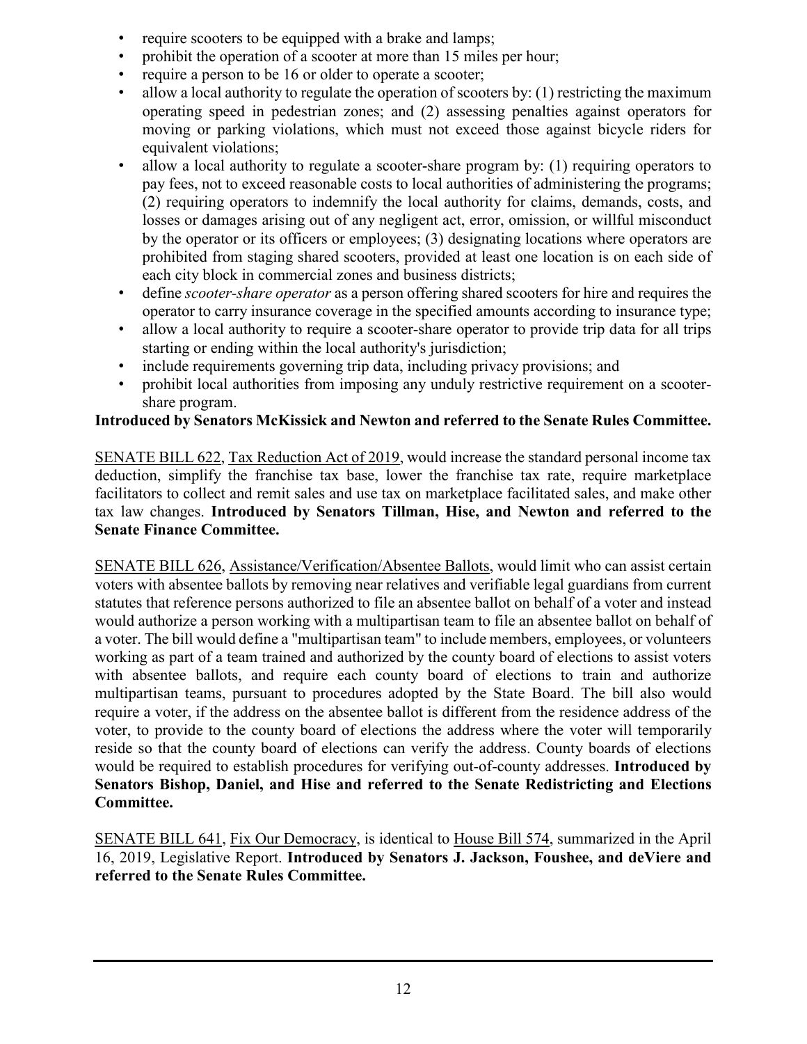- require scooters to be equipped with a brake and lamps;
- prohibit the operation of a scooter at more than 15 miles per hour;
- require a person to be 16 or older to operate a scooter;
- allow a local authority to regulate the operation of scooters by: (1) restricting the maximum operating speed in pedestrian zones; and (2) assessing penalties against operators for moving or parking violations, which must not exceed those against bicycle riders for equivalent violations;
- allow a local authority to regulate a scooter-share program by: (1) requiring operators to pay fees, not to exceed reasonable costs to local authorities of administering the programs; (2) requiring operators to indemnify the local authority for claims, demands, costs, and losses or damages arising out of any negligent act, error, omission, or willful misconduct by the operator or its officers or employees; (3) designating locations where operators are prohibited from staging shared scooters, provided at least one location is on each side of each city block in commercial zones and business districts;
- define *scooter-share operator* as a person offering shared scooters for hire and requires the operator to carry insurance coverage in the specified amounts according to insurance type;
- allow a local authority to require a scooter-share operator to provide trip data for all trips starting or ending within the local authority's jurisdiction;
- include requirements governing trip data, including privacy provisions; and
- prohibit local authorities from imposing any unduly restrictive requirement on a scooter-share program.

**Introduced by Senators McKissick and Newton and referred to the Senate Rules Committee.**

SENATE BILL 622, Tax Reduction Act of 2019, would increase the standard personal income tax deduction, simplify the franchise tax base, lower the franchise tax rate, require marketplace facilitators to collect and remit sales and use tax on marketplace facilitated sales, and make other tax law changes. **Introduced by Senators Tillman, Hise, and Newton and referred to the Senate Finance Committee.**

SENATE BILL 626, Assistance/Verification/Absentee Ballots, would limit who can assist certain voters with absentee ballots by removing near relatives and verifiable legal guardians from current statutes that reference persons authorized to file an absentee ballot on behalf of a voter and instead would authorize a person working with a multipartisan team to file an absentee ballot on behalf of a voter. The bill would define a "multipartisan team" to include members, employees, or volunteers working as part of a team trained and authorized by the county board of elections to assist voters with absentee ballots, and require each county board of elections to train and authorize multipartisan teams, pursuant to procedures adopted by the State Board. The bill also would require a voter, if the address on the absentee ballot is different from the residence address of the voter, to provide to the county board of elections the address where the voter will temporarily reside so that the county board of elections can verify the address. County boards of elections would be required to establish procedures for verifying out-of-county addresses. **Introduced by Senators Bishop, Daniel, and Hise and referred to the Senate Redistricting and Elections Committee.**

SENATE BILL 641, Fix Our Democracy, is identical to House Bill 574, summarized in the April 16, 2019, Legislative Report. **Introduced by Senators J. Jackson, Foushee, and deViere and referred to the Senate Rules Committee.**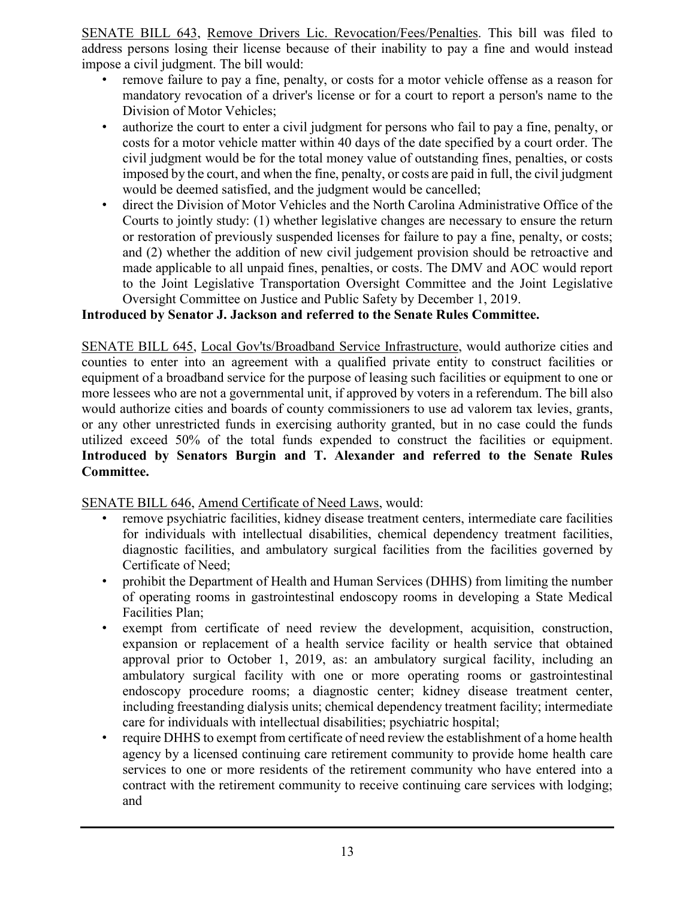SENATE BILL 643, Remove Drivers Lic. Revocation/Fees/Penalties. This bill was filed to address persons losing their license because of their inability to pay a fine and would instead impose a civil judgment. The bill would:

- remove failure to pay a fine, penalty, or costs for a motor vehicle offense as a reason for mandatory revocation of a driver's license or for a court to report a person's name to the Division of Motor Vehicles;
- authorize the court to enter a civil judgment for persons who fail to pay a fine, penalty, or costs for a motor vehicle matter within 40 days of the date specified by a court order. The civil judgment would be for the total money value of outstanding fines, penalties, or costs imposed by the court, and when the fine, penalty, or costs are paid in full, the civil judgment would be deemed satisfied, and the judgment would be cancelled;
- direct the Division of Motor Vehicles and the North Carolina Administrative Office of the Courts to jointly study: (1) whether legislative changes are necessary to ensure the return or restoration of previously suspended licenses for failure to pay a fine, penalty, or costs; and (2) whether the addition of new civil judgement provision should be retroactive and made applicable to all unpaid fines, penalties, or costs. The DMV and AOC would report to the Joint Legislative Transportation Oversight Committee and the Joint Legislative Oversight Committee on Justice and Public Safety by December 1, 2019.

**Introduced by Senator J. Jackson and referred to the Senate Rules Committee.**

SENATE BILL 645, Local Gov'ts/Broadband Service Infrastructure, would authorize cities and counties to enter into an agreement with a qualified private entity to construct facilities or equipment of a broadband service for the purpose of leasing such facilities or equipment to one or more lessees who are not a governmental unit, if approved by voters in a referendum. The bill also would authorize cities and boards of county commissioners to use ad valorem tax levies, grants, or any other unrestricted funds in exercising authority granted, but in no case could the funds utilized exceed 50% of the total funds expended to construct the facilities or equipment. **Introduced by Senators Burgin and T. Alexander and referred to the Senate Rules Committee.**

SENATE BILL 646, Amend Certificate of Need Laws, would:

- remove psychiatric facilities, kidney disease treatment centers, intermediate care facilities for individuals with intellectual disabilities, chemical dependency treatment facilities, diagnostic facilities, and ambulatory surgical facilities from the facilities governed by Certificate of Need;
- prohibit the Department of Health and Human Services (DHHS) from limiting the number of operating rooms in gastrointestinal endoscopy rooms in developing a State Medical Facilities Plan;
- exempt from certificate of need review the development, acquisition, construction, expansion or replacement of a health service facility or health service that obtained approval prior to October 1, 2019, as: an ambulatory surgical facility, including an ambulatory surgical facility with one or more operating rooms or gastrointestinal endoscopy procedure rooms; a diagnostic center; kidney disease treatment center, including freestanding dialysis units; chemical dependency treatment facility; intermediate care for individuals with intellectual disabilities; psychiatric hospital;
- require DHHS to exempt from certificate of need review the establishment of a home health agency by a licensed continuing care retirement community to provide home health care services to one or more residents of the retirement community who have entered into a contract with the retirement community to receive continuing care services with lodging; and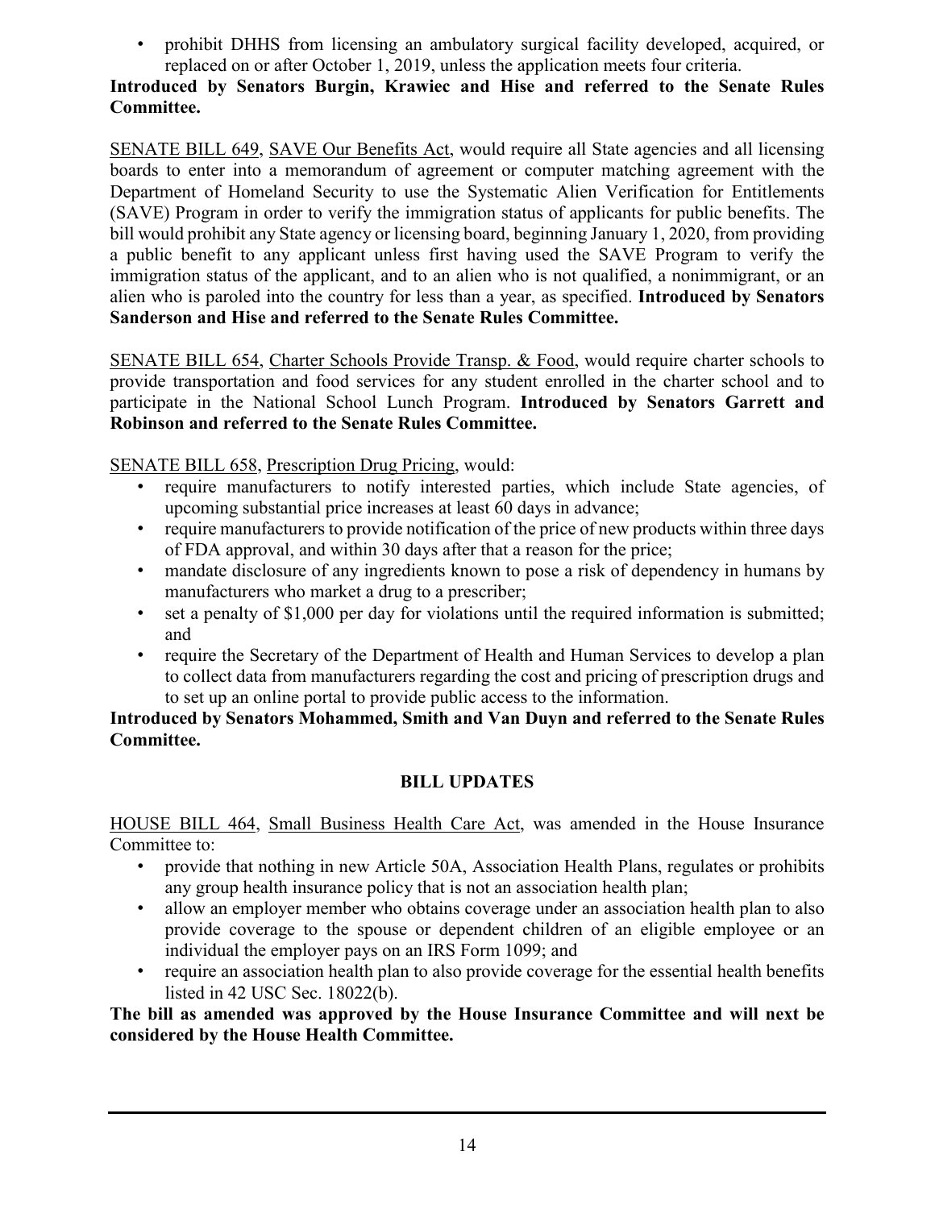- prohibit DHHS from licensing an ambulatory surgical facility developed, acquired, or replaced on or after October 1, 2019, unless the application meets four criteria.

**Introduced by Senators Burgin, Krawiec and Hise and referred to the Senate Rules Committee.**

SENATE BILL 649, SAVE Our Benefits Act, would require all State agencies and all licensing boards to enter into a memorandum of agreement or computer matching agreement with the Department of Homeland Security to use the Systematic Alien Verification for Entitlements (SAVE) Program in order to verify the immigration status of applicants for public benefits. The bill would prohibit any State agency or licensing board, beginning January 1, 2020, from providing a public benefit to any applicant unless first having used the SAVE Program to verify the immigration status of the applicant, and to an alien who is not qualified, a nonimmigrant, or an alien who is paroled into the country for less than a year, as specified. **Introduced by Senators Sanderson and Hise and referred to the Senate Rules Committee.**

SENATE BILL 654, Charter Schools Provide Transp. & Food, would require charter schools to provide transportation and food services for any student enrolled in the charter school and to participate in the National School Lunch Program. **Introduced by Senators Garrett and Robinson and referred to the Senate Rules Committee.**

SENATE BILL 658, Prescription Drug Pricing, would:

- require manufacturers to notify interested parties, which include State agencies, of upcoming substantial price increases at least 60 days in advance;
- require manufacturers to provide notification of the price of new products within three days of FDA approval, and within 30 days after that a reason for the price;
- mandate disclosure of any ingredients known to pose a risk of dependency in humans by manufacturers who market a drug to a prescriber;
- set a penalty of $1,000 per day for violations until the required information is submitted; and
- require the Secretary of the Department of Health and Human Services to develop a plan to collect data from manufacturers regarding the cost and pricing of prescription drugs and to set up an online portal to provide public access to the information.

**Introduced by Senators Mohammed, Smith and Van Duyn and referred to the Senate Rules Committee.**

## BILL UPDATES

HOUSE BILL 464, Small Business Health Care Act, was amended in the House Insurance Committee to:

- provide that nothing in new Article 50A, Association Health Plans, regulates or prohibits any group health insurance policy that is not an association health plan;
- allow an employer member who obtains coverage under an association health plan to also provide coverage to the spouse or dependent children of an eligible employee or an individual the employer pays on an IRS Form 1099; and
- require an association health plan to also provide coverage for the essential health benefits listed in 42 USC Sec. 18022(b).

**The bill as amended was approved by the House Insurance Committee and will next be considered by the House Health Committee.**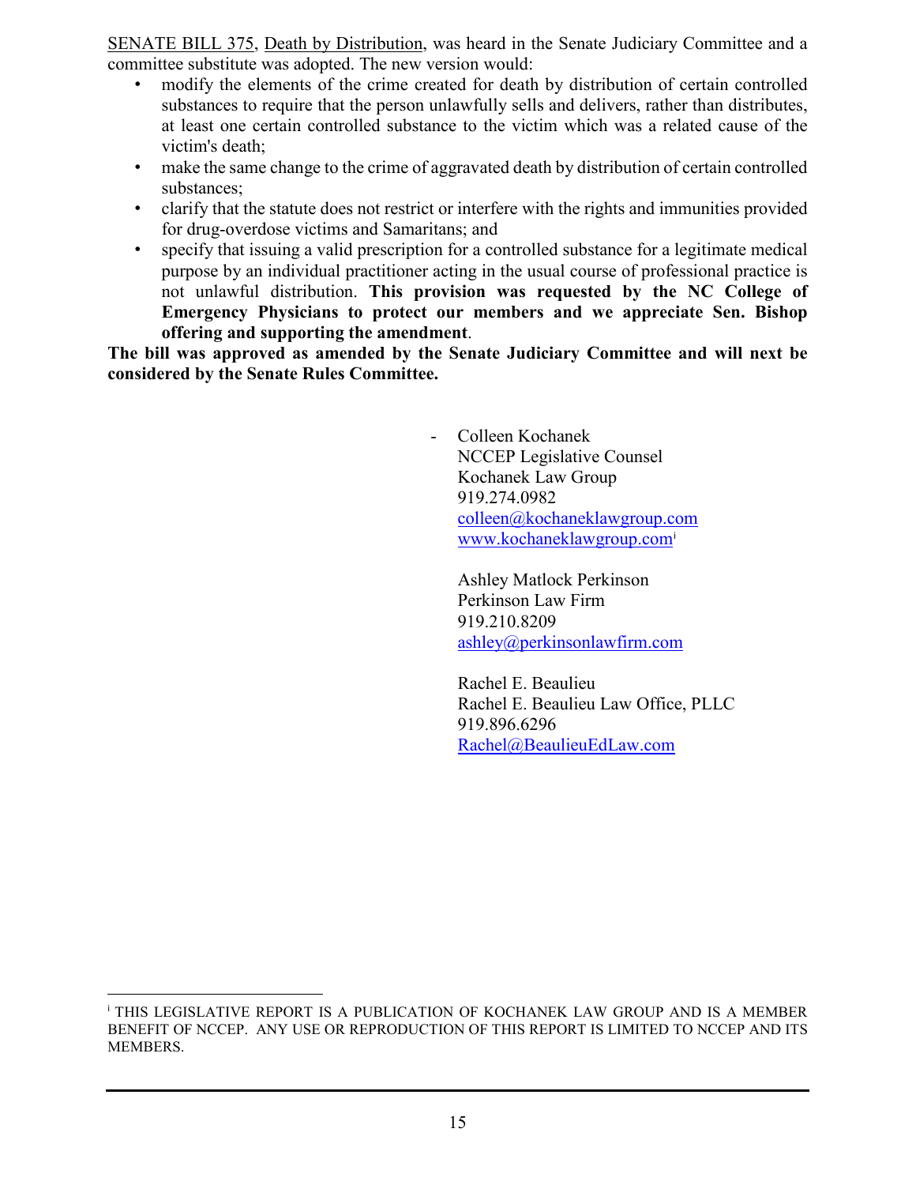SENATE BILL 375, Death by Distribution, was heard in the Senate Judiciary Committee and a committee substitute was adopted. The new version would:

- modify the elements of the crime created for death by distribution of certain controlled substances to require that the person unlawfully sells and delivers, rather than distributes, at least one certain controlled substance to the victim which was a related cause of the victim's death;
- make the same change to the crime of aggravated death by distribution of certain controlled substances;
- clarify that the statute does not restrict or interfere with the rights and immunities provided for drug-overdose victims and Samaritans; and
- specify that issuing a valid prescription for a controlled substance for a legitimate medical purpose by an individual practitioner acting in the usual course of professional practice is not unlawful distribution. **This provision was requested by the NC College of Emergency Physicians to protect our members and we appreciate Sen. Bishop offering and supporting the amendment**.

**The bill was approved as amended by the Senate Judiciary Committee and will next be considered by the Senate Rules Committee.**

\- Colleen Kochanek
NCCEP Legislative Counsel
Kochanek Law Group
919.274.0982
colleen@kochaneklawgroup.com
www.kochaneklawgroup.com[i]

Ashley Matlock Perkinson
Perkinson Law Firm
919.210.8209
ashley@perkinsonlawfirm.com

Rachel E. Beaulieu
Rachel E. Beaulieu Law Office, PLLC
919.896.6296
Rachel@BeaulieuEdLaw.com

---

[i] THIS LEGISLATIVE REPORT IS A PUBLICATION OF KOCHANEK LAW GROUP AND IS A MEMBER BENEFIT OF NCCEP. ANY USE OR REPRODUCTION OF THIS REPORT IS LIMITED TO NCCEP AND ITS MEMBERS.